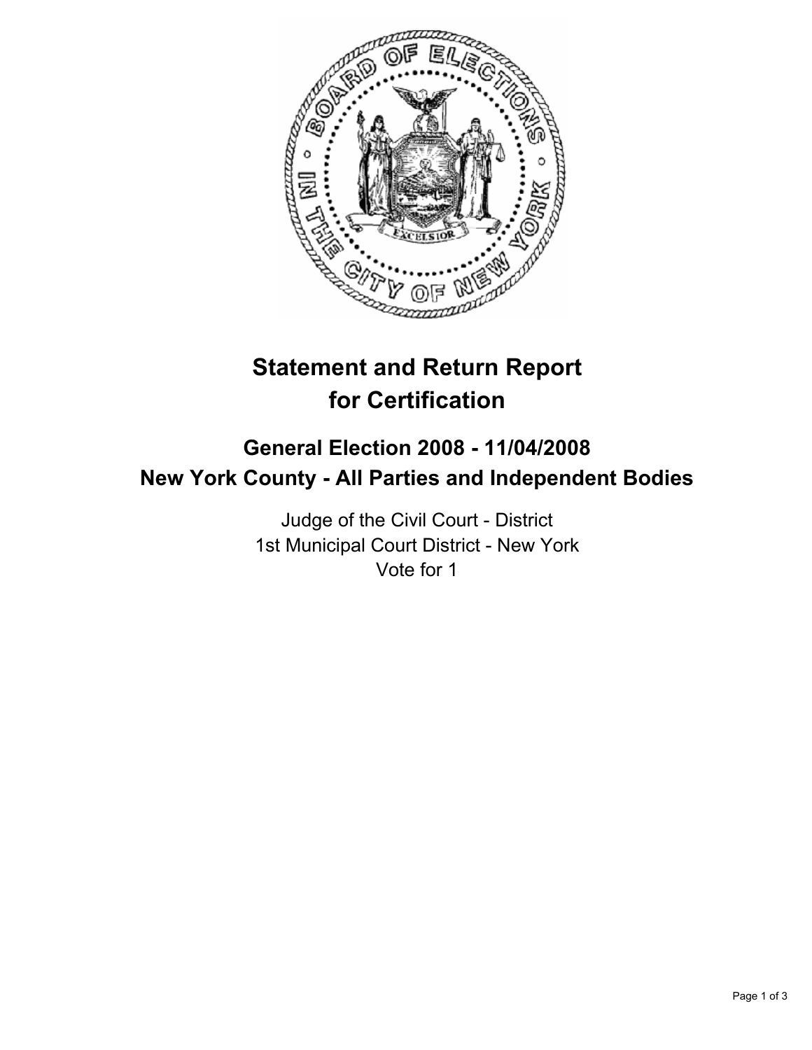# Statement and Return Report for Certification

## General Election 2008 - 11/04/2008
## New York County - All Parties and Independent Bodies

Judge of the Civil Court - District
1st Municipal Court District - New York
Vote for 1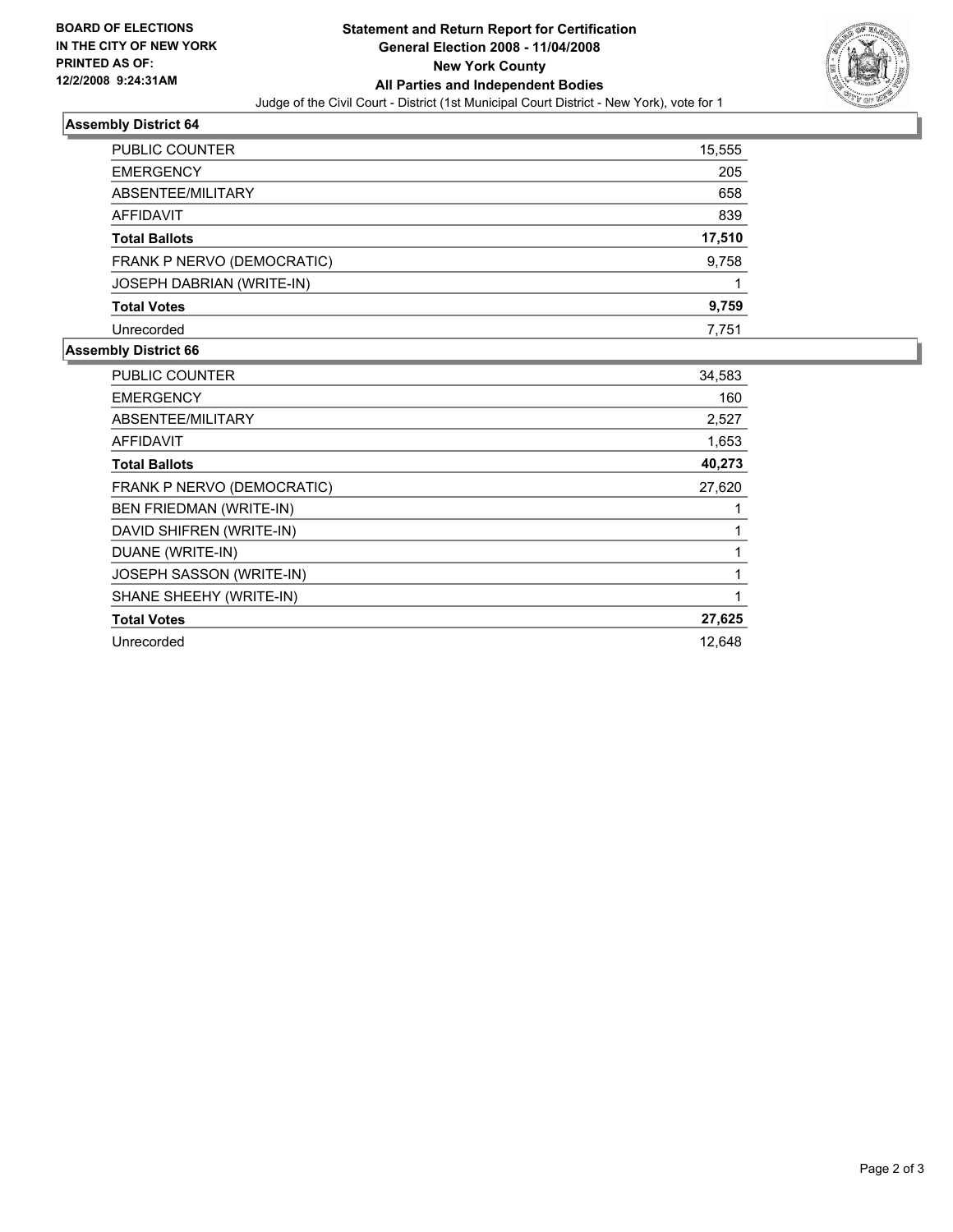**BOARD OF ELECTIONS IN THE CITY OF NEW YORK PRINTED AS OF: 12/2/2008 9:24:31AM**

# Statement and Return Report for Certification
## General Election 2008 - 11/04/2008
## New York County
## All Parties and Independent Bodies

Judge of the Civil Court - District (1st Municipal Court District - New York), vote for 1

### Assembly District 64

| | |
|---|---|
| PUBLIC COUNTER | 15,555 |
| EMERGENCY | 205 |
| ABSENTEE/MILITARY | 658 |
| AFFIDAVIT | 839 |
| **Total Ballots** | **17,510** |
| FRANK P NERVO (DEMOCRATIC) | 9,758 |
| JOSEPH DABRIAN (WRITE-IN) | 1 |
| **Total Votes** | **9,759** |
| Unrecorded | 7,751 |

### Assembly District 66

| | |
|---|---|
| PUBLIC COUNTER | 34,583 |
| EMERGENCY | 160 |
| ABSENTEE/MILITARY | 2,527 |
| AFFIDAVIT | 1,653 |
| **Total Ballots** | **40,273** |
| FRANK P NERVO (DEMOCRATIC) | 27,620 |
| BEN FRIEDMAN (WRITE-IN) | 1 |
| DAVID SHIFREN (WRITE-IN) | 1 |
| DUANE (WRITE-IN) | 1 |
| JOSEPH SASSON (WRITE-IN) | 1 |
| SHANE SHEEHY (WRITE-IN) | 1 |
| **Total Votes** | **27,625** |
| Unrecorded | 12,648 |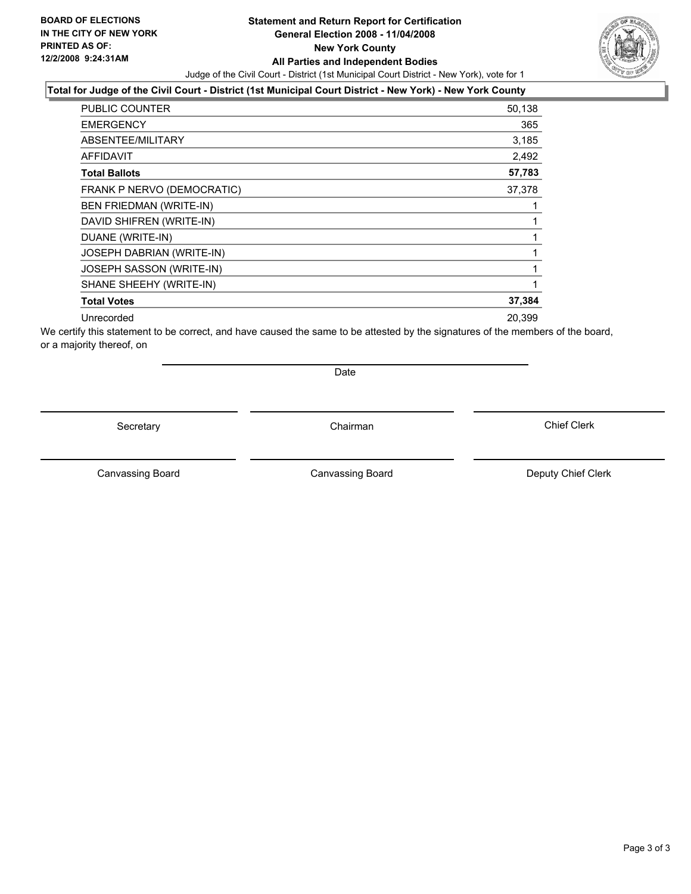**BOARD OF ELECTIONS IN THE CITY OF NEW YORK**
**PRINTED AS OF:**
**12/2/2008 9:24:31AM**

# Statement and Return Report for Certification
## General Election 2008 - 11/04/2008
## New York County
## All Parties and Independent Bodies

Judge of the Civil Court - District (1st Municipal Court District - New York), vote for 1

**Total for Judge of the Civil Court - District (1st Municipal Court District - New York) - New York County**

| | |
|---|---|
| PUBLIC COUNTER | 50,138 |
| EMERGENCY | 365 |
| ABSENTEE/MILITARY | 3,185 |
| AFFIDAVIT | 2,492 |
| **Total Ballots** | **57,783** |
| FRANK P NERVO (DEMOCRATIC) | 37,378 |
| BEN FRIEDMAN (WRITE-IN) | 1 |
| DAVID SHIFREN (WRITE-IN) | 1 |
| DUANE (WRITE-IN) | 1 |
| JOSEPH DABRIAN (WRITE-IN) | 1 |
| JOSEPH SASSON (WRITE-IN) | 1 |
| SHANE SHEEHY (WRITE-IN) | 1 |
| **Total Votes** | **37,384** |
| Unrecorded | 20,399 |

We certify this statement to be correct, and have caused the same to be attested by the signatures of the members of the board, or a majority thereof, on

Date

Secretary | Chairman | Chief Clerk

Canvassing Board | Canvassing Board | Deputy Chief Clerk